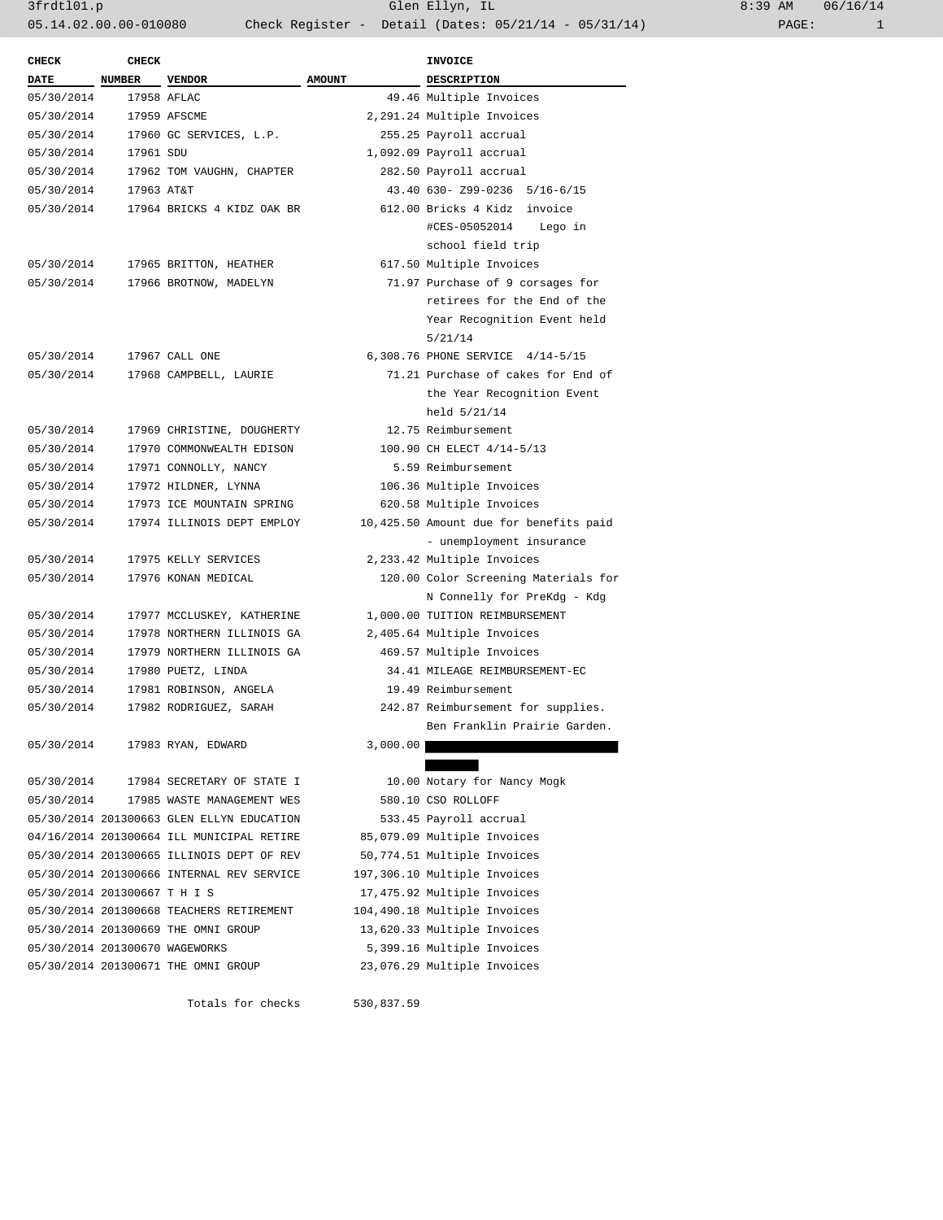| CHECK DATE | CHECK NUMBER | VENDOR | AMOUNT | INVOICE DESCRIPTION |
|---|---|---|---|---|
| 05/30/2014 | 17958 | AFLAC | 49.46 | Multiple Invoices |
| 05/30/2014 | 17959 | AFSCME | 2,291.24 | Multiple Invoices |
| 05/30/2014 | 17960 | GC SERVICES, L.P. | 255.25 | Payroll accrual |
| 05/30/2014 | 17961 | SDU | 1,092.09 | Payroll accrual |
| 05/30/2014 | 17962 | TOM VAUGHN, CHAPTER | 282.50 | Payroll accrual |
| 05/30/2014 | 17963 | AT&T | 43.40 | 630- Z99-0236 5/16-6/15 |
| 05/30/2014 | 17964 | BRICKS 4 KIDZ OAK BR | 612.00 | Bricks 4 Kidz invoice #CES-05052014 Lego in school field trip |
| 05/30/2014 | 17965 | BRITTON, HEATHER | 617.50 | Multiple Invoices |
| 05/30/2014 | 17966 | BROTNOW, MADELYN | 71.97 | Purchase of 9 corsages for retirees for the End of the Year Recognition Event held 5/21/14 |
| 05/30/2014 | 17967 | CALL ONE | 6,308.76 | PHONE SERVICE 4/14-5/15 |
| 05/30/2014 | 17968 | CAMPBELL, LAURIE | 71.21 | Purchase of cakes for End of the Year Recognition Event held 5/21/14 |
| 05/30/2014 | 17969 | CHRISTINE, DOUGHERTY | 12.75 | Reimbursement |
| 05/30/2014 | 17970 | COMMONWEALTH EDISON | 100.90 | CH ELECT 4/14-5/13 |
| 05/30/2014 | 17971 | CONNOLLY, NANCY | 5.59 | Reimbursement |
| 05/30/2014 | 17972 | HILDNER, LYNNA | 106.36 | Multiple Invoices |
| 05/30/2014 | 17973 | ICE MOUNTAIN SPRING | 620.58 | Multiple Invoices |
| 05/30/2014 | 17974 | ILLINOIS DEPT EMPLOY | 10,425.50 | Amount due for benefits paid - unemployment insurance |
| 05/30/2014 | 17975 | KELLY SERVICES | 2,233.42 | Multiple Invoices |
| 05/30/2014 | 17976 | KONAN MEDICAL | 120.00 | Color Screening Materials for N Connelly for PreKdg - Kdg |
| 05/30/2014 | 17977 | MCCLUSKEY, KATHERINE | 1,000.00 | TUITION REIMBURSEMENT |
| 05/30/2014 | 17978 | NORTHERN ILLINOIS GA | 2,405.64 | Multiple Invoices |
| 05/30/2014 | 17979 | NORTHERN ILLINOIS GA | 469.57 | Multiple Invoices |
| 05/30/2014 | 17980 | PUETZ, LINDA | 34.41 | MILEAGE REIMBURSEMENT-EC |
| 05/30/2014 | 17981 | ROBINSON, ANGELA | 19.49 | Reimbursement |
| 05/30/2014 | 17982 | RODRIGUEZ, SARAH | 242.87 | Reimbursement for supplies. Ben Franklin Prairie Garden. |
| 05/30/2014 | 17983 | RYAN, EDWARD | 3,000.00 | [REDACTED] |
| 05/30/2014 | 17984 | SECRETARY OF STATE I | 10.00 | Notary for Nancy Mogk |
| 05/30/2014 | 17985 | WASTE MANAGEMENT WES | 580.10 | CSO ROLLOFF |
| 05/30/2014 | 201300663 | GLEN ELLYN EDUCATION | 533.45 | Payroll accrual |
| 04/16/2014 | 201300664 | ILL MUNICIPAL RETIRE | 85,079.09 | Multiple Invoices |
| 05/30/2014 | 201300665 | ILLINOIS DEPT OF REV | 50,774.51 | Multiple Invoices |
| 05/30/2014 | 201300666 | INTERNAL REV SERVICE | 197,306.10 | Multiple Invoices |
| 05/30/2014 | 201300667 | T H I S | 17,475.92 | Multiple Invoices |
| 05/30/2014 | 201300668 | TEACHERS RETIREMENT | 104,490.18 | Multiple Invoices |
| 05/30/2014 | 201300669 | THE OMNI GROUP | 13,620.33 | Multiple Invoices |
| 05/30/2014 | 201300670 | WAGEWORKS | 5,399.16 | Multiple Invoices |
| 05/30/2014 | 201300671 | THE OMNI GROUP | 23,076.29 | Multiple Invoices |
| | | Totals for checks | 530,837.59 | |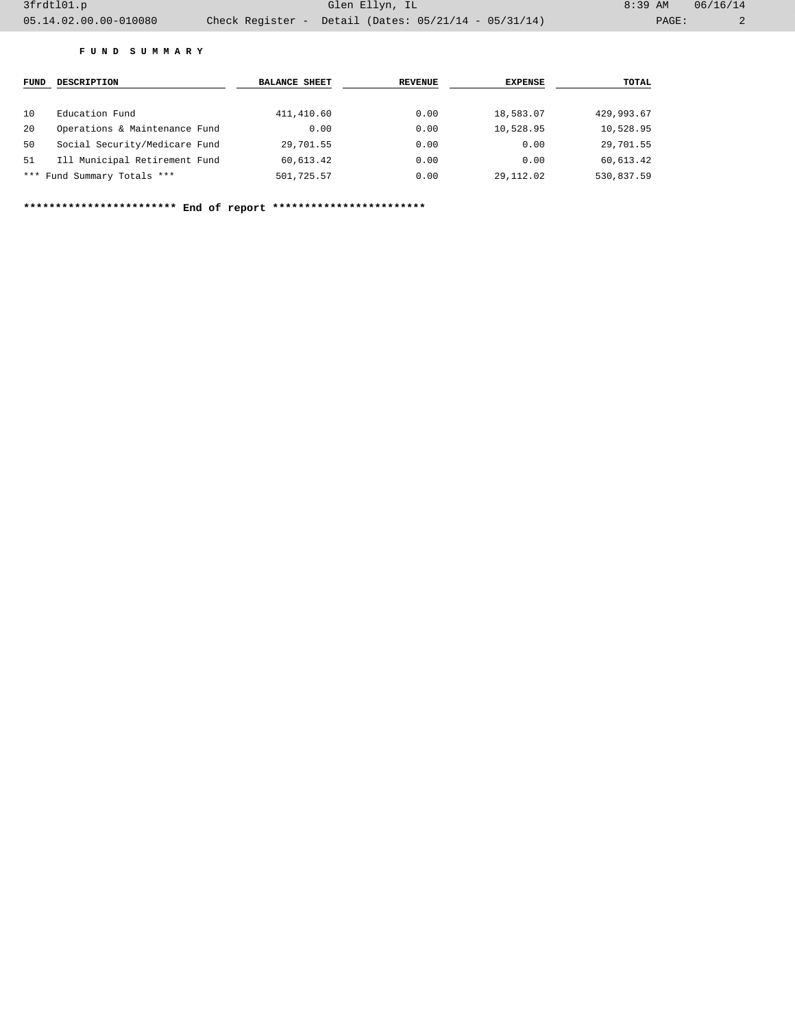**F U N D   S U M M A R Y**

| FUND | DESCRIPTION | BALANCE SHEET | REVENUE | EXPENSE | TOTAL |
|---|---|---|---|---|---|
| 10 | Education Fund | 411,410.60 | 0.00 | 18,583.07 | 429,993.67 |
| 20 | Operations & Maintenance Fund | 0.00 | 0.00 | 10,528.95 | 10,528.95 |
| 50 | Social Security/Medicare Fund | 29,701.55 | 0.00 | 0.00 | 29,701.55 |
| 51 | Ill Municipal Retirement Fund | 60,613.42 | 0.00 | 0.00 | 60,613.42 |
| *** Fund Summary Totals *** | | 501,725.57 | 0.00 | 29,112.02 | 530,837.59 |

************************ **End of report** ************************